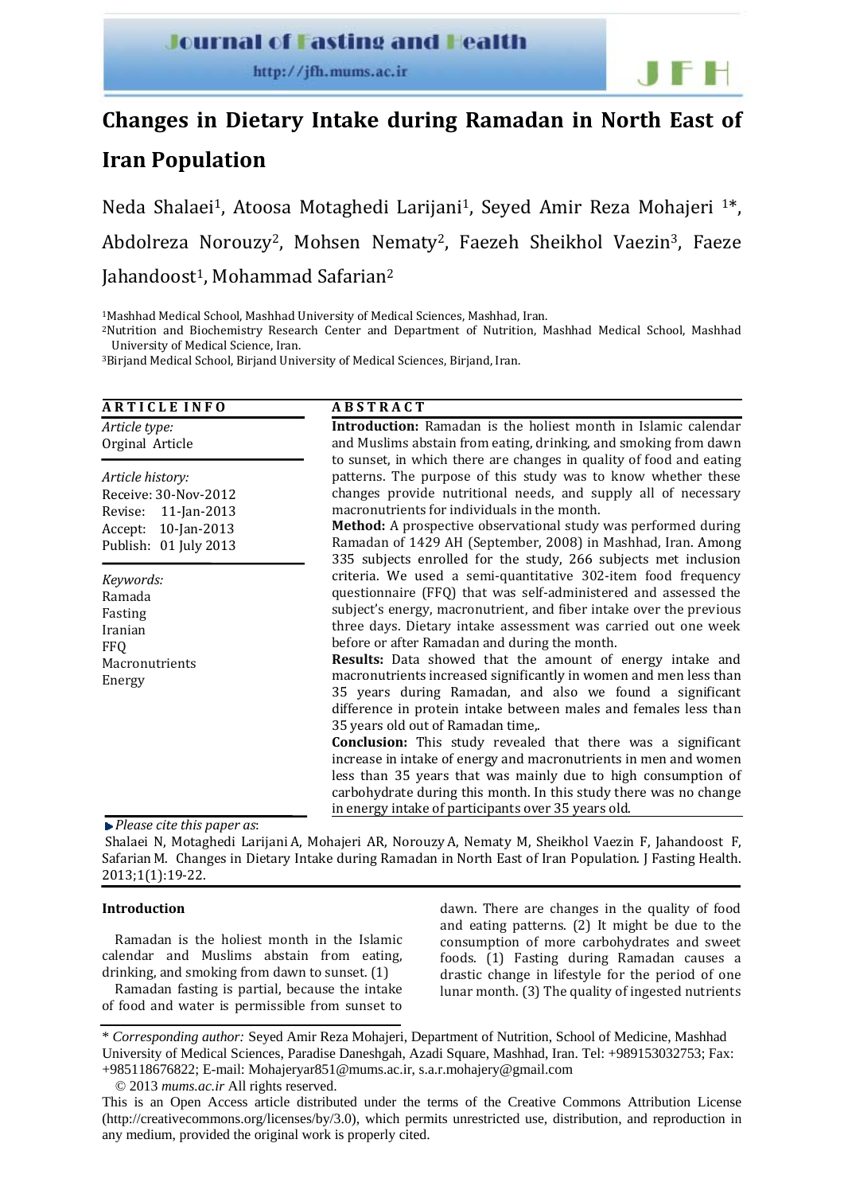# Changes in Dietary Intake during Ramadan in North East of Iran Population

Neda Shalaei[1], Atoosa Motaghedi Larijani[1], Seyed Amir Reza Mohajeri [1]*, Abdolreza Norouzy[2], Mohsen Nematy[2], Faezeh Sheikhol Vaezin[3], Faeze Jahandoost[1], Mohammad Safarian[2]

[1]Mashhad Medical School, Mashhad University of Medical Sciences, Mashhad, Iran.
[2]Nutrition and Biochemistry Research Center and Department of Nutrition, Mashhad Medical School, Mashhad University of Medical Science, Iran.
[3]Birjand Medical School, Birjand University of Medical Sciences, Birjand, Iran.

**ARTICLE INFO**

*Article type:*
Orginal Article

*Article history:*
Receive: 30-Nov-2012
Revise: 11-Jan-2013
Accept: 10-Jan-2013
Publish: 01 July 2013

*Keywords:*
Ramada
Fasting
Iranian
FFQ
Macronutrients
Energy

**ABSTRACT**

**Introduction:** Ramadan is the holiest month in Islamic calendar and Muslims abstain from eating, drinking, and smoking from dawn to sunset, in which there are changes in quality of food and eating patterns. The purpose of this study was to know whether these changes provide nutritional needs, and supply all of necessary macronutrients for individuals in the month.

**Method:** A prospective observational study was performed during Ramadan of 1429 AH (September, 2008) in Mashhad, Iran. Among 335 subjects enrolled for the study, 266 subjects met inclusion criteria. We used a semi-quantitative 302-item food frequency questionnaire (FFQ) that was self-administered and assessed the subject's energy, macronutrient, and fiber intake over the previous three days. Dietary intake assessment was carried out one week before or after Ramadan and during the month.

**Results:** Data showed that the amount of energy intake and macronutrients increased significantly in women and men less than 35 years during Ramadan, and also we found a significant difference in protein intake between males and females less than 35 years old out of Ramadan time,.

**Conclusion:** This study revealed that there was a significant increase in intake of energy and macronutrients in men and women less than 35 years that was mainly due to high consumption of carbohydrate during this month. In this study there was no change in energy intake of participants over 35 years old.

*Please cite this paper as*:
Shalaei N, Motaghedi Larijani A, Mohajeri AR, Norouzy A, Nematy M, Sheikhol Vaezin F, Jahandoost F, Safarian M. Changes in Dietary Intake during Ramadan in North East of Iran Population. J Fasting Health. 2013;1(1):19-22.

## Introduction

Ramadan is the holiest month in the Islamic calendar and Muslims abstain from eating, drinking, and smoking from dawn to sunset. (1)

Ramadan fasting is partial, because the intake of food and water is permissible from sunset to dawn. There are changes in the quality of food and eating patterns. (2) It might be due to the consumption of more carbohydrates and sweet foods. (1) Fasting during Ramadan causes a drastic change in lifestyle for the period of one lunar month. (3) The quality of ingested nutrients

\* *Corresponding author:* Seyed Amir Reza Mohajeri, Department of Nutrition, School of Medicine, Mashhad University of Medical Sciences, Paradise Daneshgah, Azadi Square, Mashhad, Iran. Tel: +989153032753; Fax: +985118676822; E-mail: Mohajeryar851@mums.ac.ir, s.a.r.mohajery@gmail.com

© 2013 *mums.ac.ir* All rights reserved.

This is an Open Access article distributed under the terms of the Creative Commons Attribution License (http://creativecommons.org/licenses/by/3.0), which permits unrestricted use, distribution, and reproduction in any medium, provided the original work is properly cited.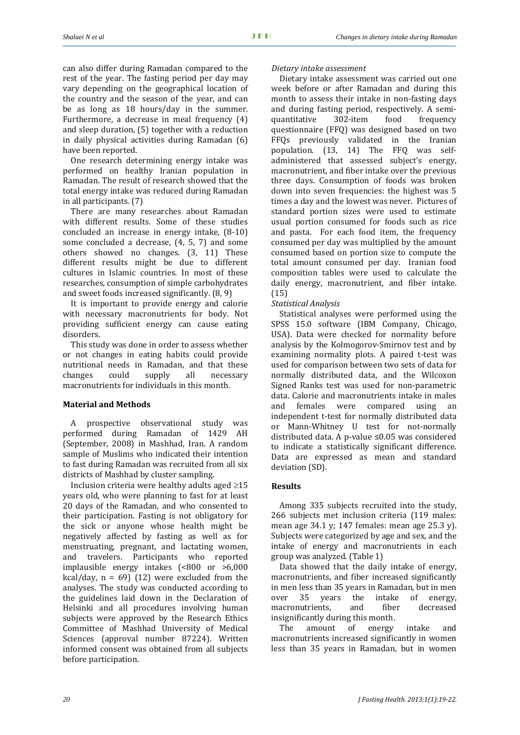can also differ during Ramadan compared to the rest of the year. The fasting period per day may vary depending on the geographical location of the country and the season of the year, and can be as long as 18 hours/day in the summer. Furthermore, a decrease in meal frequency (4) and sleep duration, (5) together with a reduction in daily physical activities during Ramadan (6) have been reported.

One research determining energy intake was performed on healthy Iranian population in Ramadan. The result of research showed that the total energy intake was reduced during Ramadan in all participants. (7)

There are many researches about Ramadan with different results. Some of these studies concluded an increase in energy intake, (8-10) some concluded a decrease, (4, 5, 7) and some others showed no changes. (3, 11) These different results might be due to different cultures in Islamic countries. In most of these researches, consumption of simple carbohydrates and sweet foods increased significantly. (8, 9)

It is important to provide energy and calorie with necessary macronutrients for body. Not providing sufficient energy can cause eating disorders.

This study was done in order to assess whether or not changes in eating habits could provide nutritional needs in Ramadan, and that these changes could supply all necessary macronutrients for individuals in this month.

## Material and Methods

A prospective observational study was performed during Ramadan of 1429 AH (September, 2008) in Mashhad, Iran. A random sample of Muslims who indicated their intention to fast during Ramadan was recruited from all six districts of Mashhad by cluster sampling.

Inclusion criteria were healthy adults aged ≥15 years old, who were planning to fast for at least 20 days of the Ramadan, and who consented to their participation. Fasting is not obligatory for the sick or anyone whose health might be negatively affected by fasting as well as for menstruating, pregnant, and lactating women, and travelers. Participants who reported implausible energy intakes (<800 or >6,000 kcal/day, n = 69) (12) were excluded from the analyses. The study was conducted according to the guidelines laid down in the Declaration of Helsinki and all procedures involving human subjects were approved by the Research Ethics Committee of Mashhad University of Medical Sciences (approval number 87224). Written informed consent was obtained from all subjects before participation.

*Dietary intake assessment*

Dietary intake assessment was carried out one week before or after Ramadan and during this month to assess their intake in non-fasting days and during fasting period, respectively. A semi-quantitative 302-item food frequency questionnaire (FFQ) was designed based on two FFQs previously validated in the Iranian population. (13, 14) The FFQ was self-administered that assessed subject's energy, macronutrient, and fiber intake over the previous three days. Consumption of foods was broken down into seven frequencies: the highest was 5 times a day and the lowest was never. Pictures of standard portion sizes were used to estimate usual portion consumed for foods such as rice and pasta. For each food item, the frequency consumed per day was multiplied by the amount consumed based on portion size to compute the total amount consumed per day. Iranian food composition tables were used to calculate the daily energy, macronutrient, and fiber intake. (15)

*Statistical Analysis*

Statistical analyses were performed using the SPSS 15.0 software (IBM Company, Chicago, USA). Data were checked for normality before analysis by the Kolmogorov-Smirnov test and by examining normality plots. A paired t-test was used for comparison between two sets of data for normally distributed data, and the Wilcoxon Signed Ranks test was used for non-parametric data. Calorie and macronutrients intake in males and females were compared using an independent t-test for normally distributed data or Mann-Whitney U test for not-normally distributed data. A p-value ≤0.05 was considered to indicate a statistically significant difference. Data are expressed as mean and standard deviation (SD).

## Results

Among 335 subjects recruited into the study, 266 subjects met inclusion criteria (119 males: mean age 34.1 y; 147 females: mean age 25.3 y). Subjects were categorized by age and sex, and the intake of energy and macronutrients in each group was analyzed. (Table 1)

Data showed that the daily intake of energy, macronutrients, and fiber increased significantly in men less than 35 years in Ramadan, but in men over 35 years the intake of energy, macronutrients, and fiber decreased insignificantly during this month.

The amount of energy intake and macronutrients increased significantly in women less than 35 years in Ramadan, but in women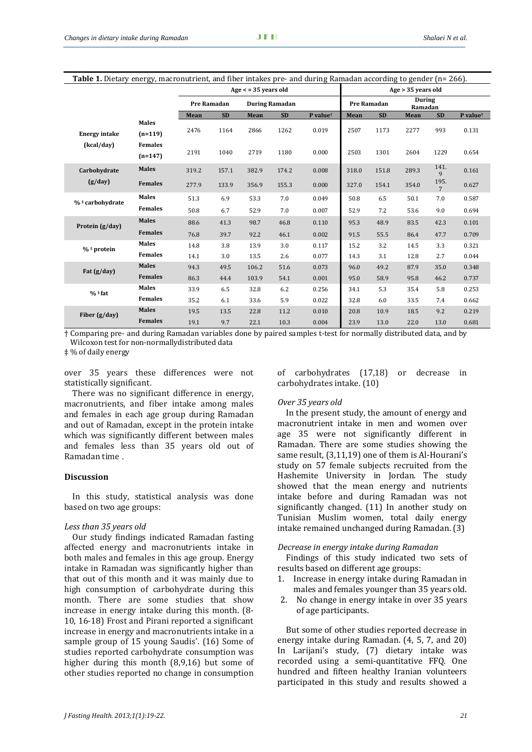**Table 1.** Dietary energy, macronutrient, and fiber intakes pre- and during Ramadan according to gender (n= 266).

| | | Age < = 35 years old | | | | | Age > 35 years old | | | | |
|---|---|---|---|---|---|---|---|---|---|---|---|
| | | Pre Ramadan | | During Ramadan | | | Pre Ramadan | | During Ramadan | | |
| | | Mean | SD | Mean | SD | P value† | Mean | SD | Mean | SD | P value† |
| Energy intake (kcal/day) | Males (n=119) | 2476 | 1164 | 2866 | 1262 | 0.019 | 2507 | 1173 | 2277 | 993 | 0.131 |
| | Females (n=147) | 2191 | 1040 | 2719 | 1180 | 0.000 | 2503 | 1301 | 2604 | 1229 | 0.654 |
| Carbohydrate (g/day) | Males | 319.2 | 157.1 | 382.9 | 174.2 | 0.008 | 318.0 | 151.8 | 289.3 | 141.9 | 0.161 |
| | Females | 277.9 | 133.9 | 356.9 | 155.3 | 0.000 | 327.0 | 154.1 | 354.0 | 195.7 | 0.627 |
| % ‡ carbohydrate | Males | 51.3 | 6.9 | 53.3 | 7.0 | 0.049 | 50.8 | 6.5 | 50.1 | 7.0 | 0.587 |
| | Females | 50.8 | 6.7 | 52.9 | 7.0 | 0.007 | 52.9 | 7.2 | 53.6 | 9.0 | 0.694 |
| Protein (g/day) | Males | 88.6 | 41.3 | 98.7 | 46.8 | 0.110 | 95.3 | 48.9 | 83.5 | 42.3 | 0.101 |
| | Females | 76.8 | 39.7 | 92.2 | 46.1 | 0.002 | 91.5 | 55.5 | 86.4 | 47.7 | 0.709 |
| % ‡ protein | Males | 14.8 | 3.8 | 13.9 | 3.0 | 0.117 | 15.2 | 3.2 | 14.5 | 3.3 | 0.321 |
| | Females | 14.1 | 3.0 | 13.5 | 2.6 | 0.077 | 14.3 | 3.1 | 12.8 | 2.7 | 0.044 |
| Fat (g/day) | Males | 94.3 | 49.5 | 106.2 | 51.6 | 0.073 | 96.0 | 49.2 | 87.9 | 35.0 | 0.348 |
| | Females | 86.3 | 44.4 | 103.9 | 54.1 | 0.001 | 95.0 | 58.9 | 95.8 | 46.2 | 0.737 |
| % ‡ fat | Males | 33.9 | 6.5 | 32.8 | 6.2 | 0.256 | 34.1 | 5.3 | 35.4 | 5.8 | 0.253 |
| | Females | 35.2 | 6.1 | 33.6 | 5.9 | 0.022 | 32.8 | 6.0 | 33.5 | 7.4 | 0.662 |
| Fiber (g/day) | Males | 19.5 | 13.5 | 22.8 | 11.2 | 0.010 | 20.8 | 10.9 | 18.5 | 9.2 | 0.219 |
| | Females | 19.1 | 9.7 | 22.1 | 10.3 | 0.004 | 23.9 | 13.0 | 22.0 | 13.0 | 0.681 |

† Comparing pre- and during Ramadan variables done by paired samples t-test for normally distributed data, and by Wilcoxon test for non-normallydistributed data

‡ % of daily energy

over 35 years these differences were not statistically significant.

There was no significant difference in energy, macronutrients, and fiber intake among males and females in each age group during Ramadan and out of Ramadan, except in the protein intake which was significantly different between males and females less than 35 years old out of Ramadan time .

## Discussion

In this study, statistical analysis was done based on two age groups:

*Less than 35 years old*

Our study findings indicated Ramadan fasting affected energy and macronutrients intake in both males and females in this age group. Energy intake in Ramadan was significantly higher than that out of this month and it was mainly due to high consumption of carbohydrate during this month. There are some studies that show increase in energy intake during this month. (8-10, 16-18) Frost and Pirani reported a significant increase in energy and macronutrients intake in a sample group of 15 young Saudis'. (16) Some of studies reported carbohydrate consumption was higher during this month (8,9,16) but some of other studies reported no change in consumption of carbohydrates (17,18) or decrease in carbohydrates intake. (10)

*Over 35 years old*

In the present study, the amount of energy and macronutrient intake in men and women over age 35 were not significantly different in Ramadan. There are some studies showing the same result, (3,11,19) one of them is Al-Hourani's study on 57 female subjects recruited from the Hashemite University in Jordan. The study showed that the mean energy and nutrients intake before and during Ramadan was not significantly changed. (11) In another study on Tunisian Muslim women, total daily energy intake remained unchanged during Ramadan. (3)

*Decrease in energy intake during Ramadan*

Findings of this study indicated two sets of results based on different age groups:

1. Increase in energy intake during Ramadan in males and females younger than 35 years old.
2. No change in energy intake in over 35 years of age participants.

But some of other studies reported decrease in energy intake during Ramadan. (4, 5, 7, and 20) In Larijani's study, (7) dietary intake was recorded using a semi-quantitative FFQ. One hundred and fifteen healthy Iranian volunteers participated in this study and results showed a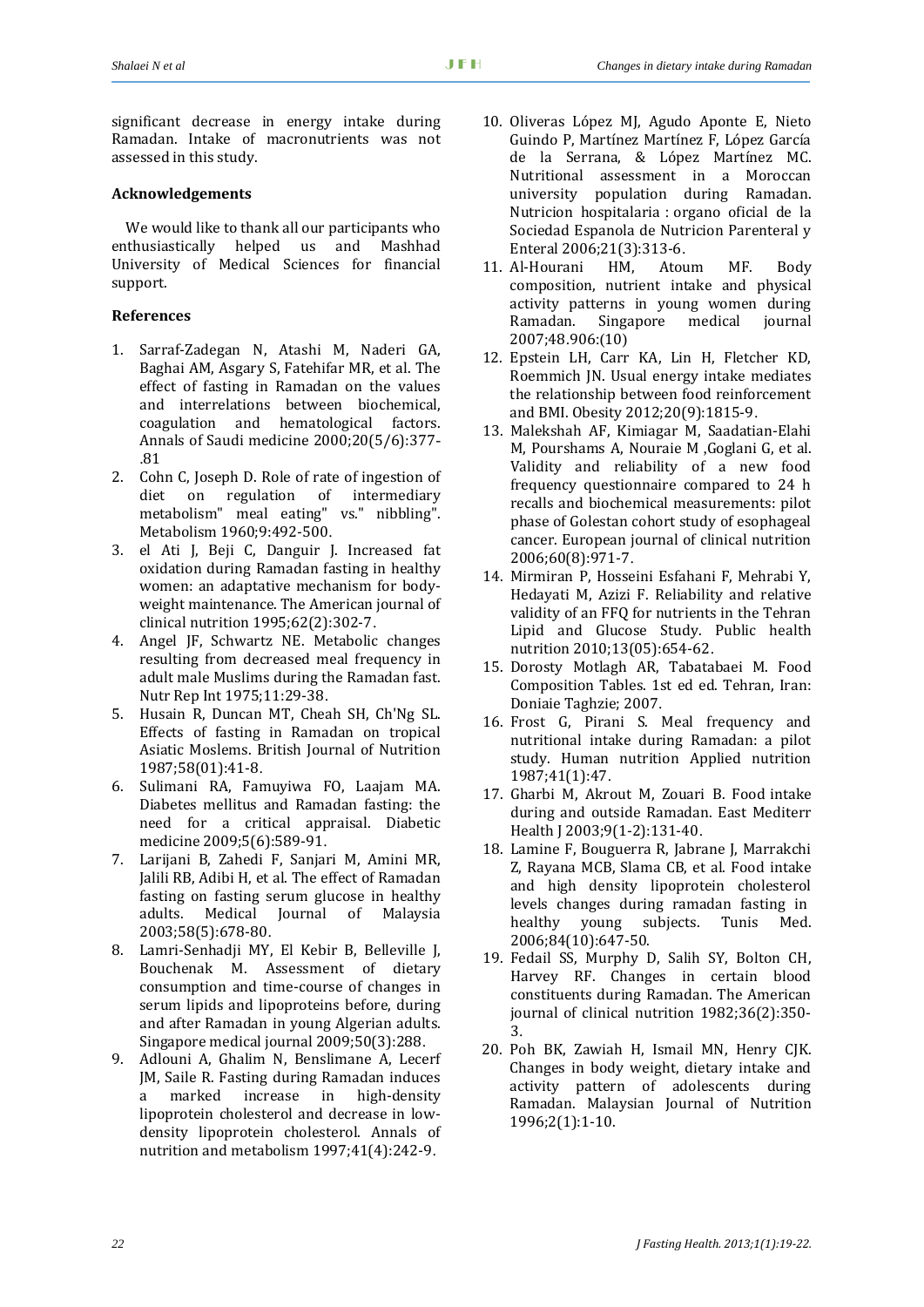significant decrease in energy intake during Ramadan. Intake of macronutrients was not assessed in this study.

**Acknowledgements**

We would like to thank all our participants who enthusiastically helped us and Mashhad University of Medical Sciences for financial support.

**References**

1. Sarraf-Zadegan N, Atashi M, Naderi GA, Baghai AM, Asgary S, Fatehifar MR, et al. The effect of fasting in Ramadan on the values and interrelations between biochemical, coagulation and hematological factors. Annals of Saudi medicine 2000;20(5/6):377-.81
2. Cohn C, Joseph D. Role of rate of ingestion of diet on regulation of intermediary metabolism" meal eating" vs." nibbling". Metabolism 1960;9:492-500.
3. el Ati J, Beji C, Danguir J. Increased fat oxidation during Ramadan fasting in healthy women: an adaptative mechanism for body-weight maintenance. The American journal of clinical nutrition 1995;62(2):302-7.
4. Angel JF, Schwartz NE. Metabolic changes resulting from decreased meal frequency in adult male Muslims during the Ramadan fast. Nutr Rep Int 1975;11:29-38.
5. Husain R, Duncan MT, Cheah SH, Ch'Ng SL. Effects of fasting in Ramadan on tropical Asiatic Moslems. British Journal of Nutrition 1987;58(01):41-8.
6. Sulimani RA, Famuyiwa FO, Laajam MA. Diabetes mellitus and Ramadan fasting: the need for a critical appraisal. Diabetic medicine 2009;5(6):589-91.
7. Larijani B, Zahedi F, Sanjari M, Amini MR, Jalili RB, Adibi H, et al. The effect of Ramadan fasting on fasting serum glucose in healthy adults. Medical Journal of Malaysia 2003;58(5):678-80.
8. Lamri-Senhadji MY, El Kebir B, Belleville J, Bouchenak M. Assessment of dietary consumption and time-course of changes in serum lipids and lipoproteins before, during and after Ramadan in young Algerian adults. Singapore medical journal 2009;50(3):288.
9. Adlouni A, Ghalim N, Benslimane A, Lecerf JM, Saile R. Fasting during Ramadan induces a marked increase in high-density lipoprotein cholesterol and decrease in low-density lipoprotein cholesterol. Annals of nutrition and metabolism 1997;41(4):242-9.
10. Oliveras López MJ, Agudo Aponte E, Nieto Guindo P, Martínez Martínez F, López García de la Serrana, & López Martínez MC. Nutritional assessment in a Moroccan university population during Ramadan. Nutricion hospitalaria : organo oficial de la Sociedad Espanola de Nutricion Parenteral y Enteral 2006;21(3):313-6.
11. Al-Hourani HM, Atoum MF. Body composition, nutrient intake and physical activity patterns in young women during Ramadan. Singapore medical journal 2007;48.906:(10)
12. Epstein LH, Carr KA, Lin H, Fletcher KD, Roemmich JN. Usual energy intake mediates the relationship between food reinforcement and BMI. Obesity 2012;20(9):1815-9.
13. Malekshah AF, Kimiagar M, Saadatian-Elahi M, Pourshams A, Nouraie M ,Goglani G, et al. Validity and reliability of a new food frequency questionnaire compared to 24 h recalls and biochemical measurements: pilot phase of Golestan cohort study of esophageal cancer. European journal of clinical nutrition 2006;60(8):971-7.
14. Mirmiran P, Hosseini Esfahani F, Mehrabi Y, Hedayati M, Azizi F. Reliability and relative validity of an FFQ for nutrients in the Tehran Lipid and Glucose Study. Public health nutrition 2010;13(05):654-62.
15. Dorosty Motlagh AR, Tabatabaei M. Food Composition Tables. 1st ed ed. Tehran, Iran: Doniaie Taghzie; 2007.
16. Frost G, Pirani S. Meal frequency and nutritional intake during Ramadan: a pilot study. Human nutrition Applied nutrition 1987;41(1):47.
17. Gharbi M, Akrout M, Zouari B. Food intake during and outside Ramadan. East Mediterr Health J 2003;9(1-2):131-40.
18. Lamine F, Bouguerra R, Jabrane J, Marrakchi Z, Rayana MCB, Slama CB, et al. Food intake and high density lipoprotein cholesterol levels changes during ramadan fasting in healthy young subjects. Tunis Med. 2006;84(10):647-50.
19. Fedail SS, Murphy D, Salih SY, Bolton CH, Harvey RF. Changes in certain blood constituents during Ramadan. The American journal of clinical nutrition 1982;36(2):350-3.
20. Poh BK, Zawiah H, Ismail MN, Henry CJK. Changes in body weight, dietary intake and activity pattern of adolescents during Ramadan. Malaysian Journal of Nutrition 1996;2(1):1-10.